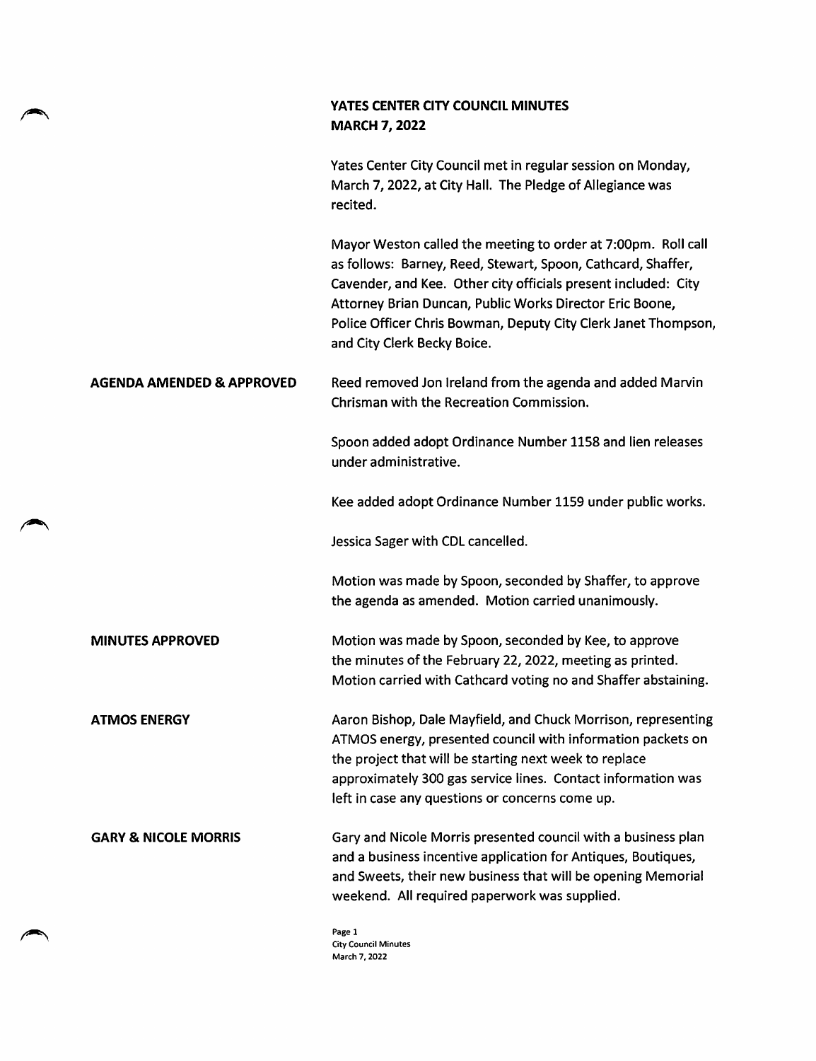# YATES CENTER CITY COUNCIL MINUTES
## MARCH 7, 2022

Yates Center City Council met in regular session on Monday, March 7, 2022, at City Hall. The Pledge of Allegiance was recited.

Mayor Weston called the meeting to order at 7:00pm. Roll call as follows: Barney, Reed, Stewart, Spoon, Cathcard, Shaffer, Cavender, and Kee. Other city officials present included: City Attorney Brian Duncan, Public Works Director Eric Boone, Police Officer Chris Bowman, Deputy City Clerk Janet Thompson, and City Clerk Becky Boice.

**AGENDA AMENDED & APPROVED**

Reed removed Jon Ireland from the agenda and added Marvin Chrisman with the Recreation Commission.

Spoon added adopt Ordinance Number 1158 and lien releases under administrative.

Kee added adopt Ordinance Number 1159 under public works.

Jessica Sager with CDL cancelled.

Motion was made by Spoon, seconded by Shaffer, to approve the agenda as amended. Motion carried unanimously.

**MINUTES APPROVED**

Motion was made by Spoon, seconded by Kee, to approve the minutes of the February 22, 2022, meeting as printed. Motion carried with Cathcard voting no and Shaffer abstaining.

**ATMOS ENERGY**

Aaron Bishop, Dale Mayfield, and Chuck Morrison, representing ATMOS energy, presented council with information packets on the project that will be starting next week to replace approximately 300 gas service lines. Contact information was left in case any questions or concerns come up.

**GARY & NICOLE MORRIS**

Gary and Nicole Morris presented council with a business plan and a business incentive application for Antiques, Boutiques, and Sweets, their new business that will be opening Memorial weekend. All required paperwork was supplied.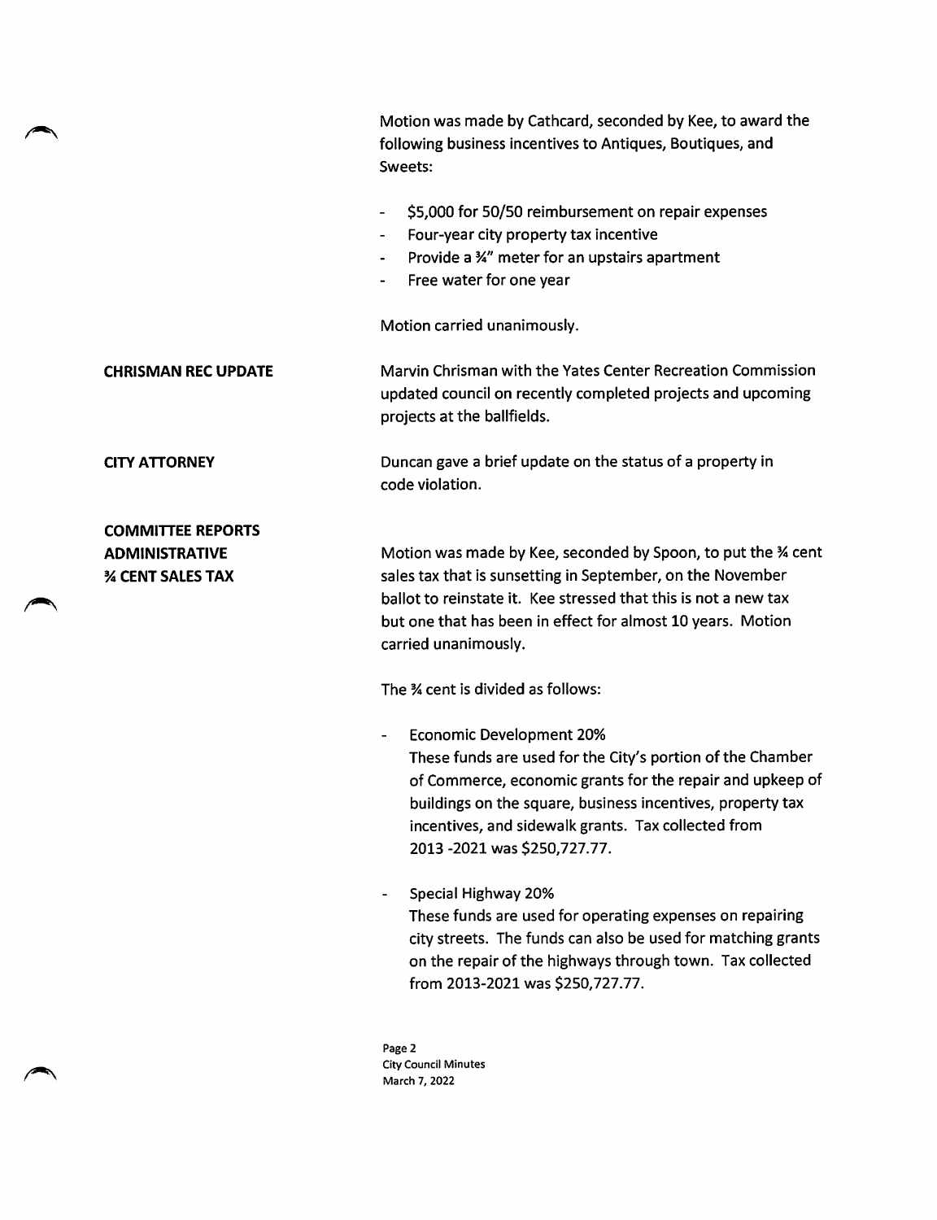Motion was made by Cathcard, seconded by Kee, to award the following business incentives to Antiques, Boutiques, and Sweets:

- $5,000 for 50/50 reimbursement on repair expenses
- Four-year city property tax incentive
- Provide a ¾" meter for an upstairs apartment
- Free water for one year

Motion carried unanimously.

**CHRISMAN REC UPDATE**

Marvin Chrisman with the Yates Center Recreation Commission updated council on recently completed projects and upcoming projects at the ballfields.

**CITY ATTORNEY**

Duncan gave a brief update on the status of a property in code violation.

**COMMITTEE REPORTS**
**ADMINISTRATIVE**
**¾ CENT SALES TAX**

Motion was made by Kee, seconded by Spoon, to put the ¾ cent sales tax that is sunsetting in September, on the November ballot to reinstate it. Kee stressed that this is not a new tax but one that has been in effect for almost 10 years. Motion carried unanimously.

The ¾ cent is divided as follows:

- Economic Development 20%
  These funds are used for the City's portion of the Chamber of Commerce, economic grants for the repair and upkeep of buildings on the square, business incentives, property tax incentives, and sidewalk grants. Tax collected from 2013 -2021 was $250,727.77.

- Special Highway 20%
  These funds are used for operating expenses on repairing city streets. The funds can also be used for matching grants on the repair of the highways through town. Tax collected from 2013-2021 was $250,727.77.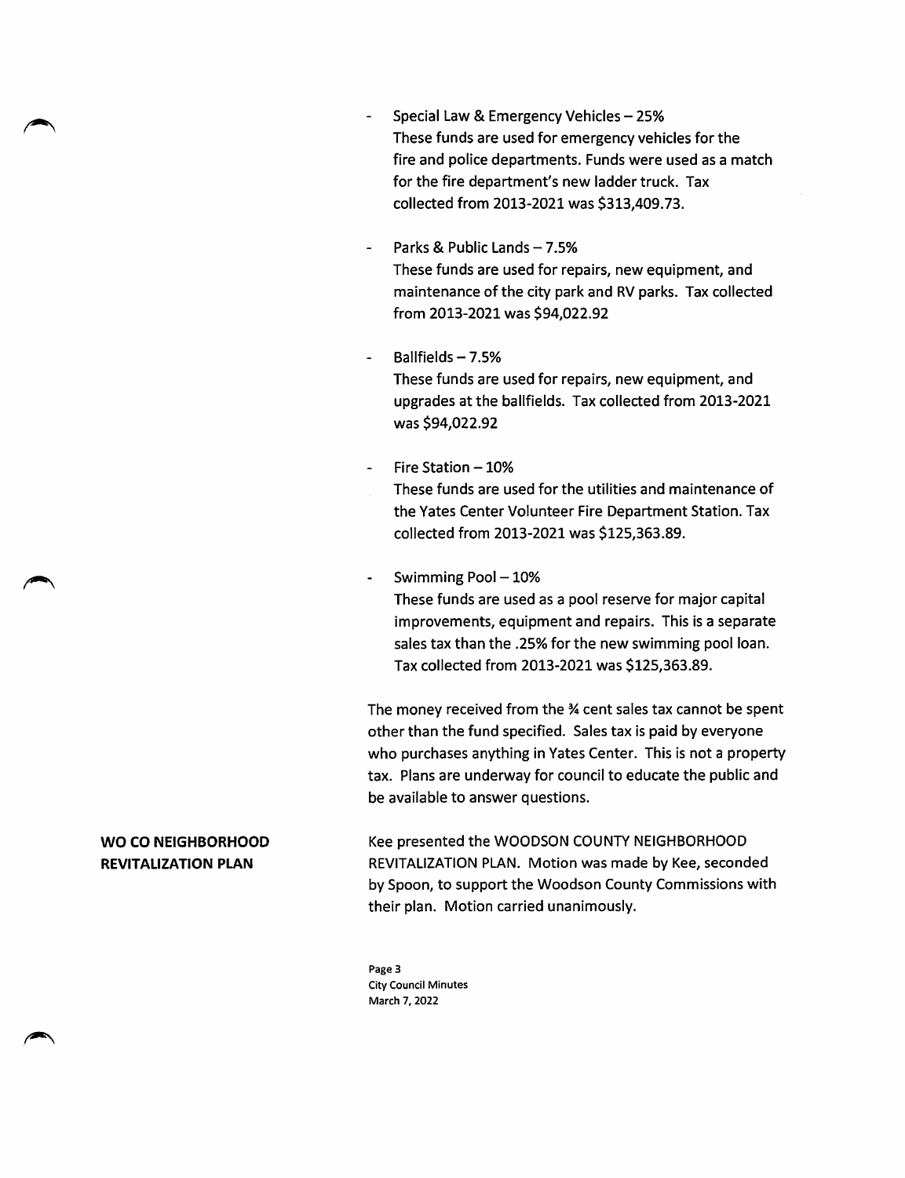- Special Law & Emergency Vehicles – 25%
  These funds are used for emergency vehicles for the fire and police departments. Funds were used as a match for the fire department's new ladder truck. Tax collected from 2013-2021 was $313,409.73.

- Parks & Public Lands – 7.5%
  These funds are used for repairs, new equipment, and maintenance of the city park and RV parks. Tax collected from 2013-2021 was $94,022.92

- Ballfields – 7.5%
  These funds are used for repairs, new equipment, and upgrades at the ballfields. Tax collected from 2013-2021 was $94,022.92

- Fire Station – 10%
  These funds are used for the utilities and maintenance of the Yates Center Volunteer Fire Department Station. Tax collected from 2013-2021 was $125,363.89.

- Swimming Pool – 10%
  These funds are used as a pool reserve for major capital improvements, equipment and repairs. This is a separate sales tax than the .25% for the new swimming pool loan. Tax collected from 2013-2021 was $125,363.89.

The money received from the ¾ cent sales tax cannot be spent other than the fund specified. Sales tax is paid by everyone who purchases anything in Yates Center. This is not a property tax. Plans are underway for council to educate the public and be available to answer questions.

**WO CO NEIGHBORHOOD REVITALIZATION PLAN**

Kee presented the WOODSON COUNTY NEIGHBORHOOD REVITALIZATION PLAN. Motion was made by Kee, seconded by Spoon, to support the Woodson County Commissions with their plan. Motion carried unanimously.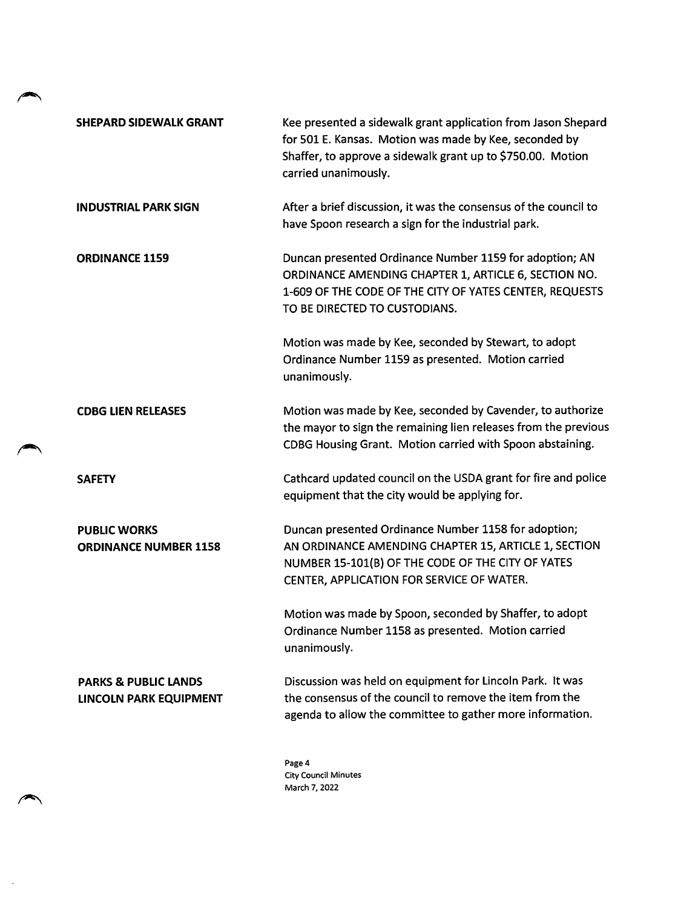**SHEPARD SIDEWALK GRANT**

Kee presented a sidewalk grant application from Jason Shepard for 501 E. Kansas. Motion was made by Kee, seconded by Shaffer, to approve a sidewalk grant up to $750.00. Motion carried unanimously.

**INDUSTRIAL PARK SIGN**

After a brief discussion, it was the consensus of the council to have Spoon research a sign for the industrial park.

**ORDINANCE 1159**

Duncan presented Ordinance Number 1159 for adoption; AN ORDINANCE AMENDING CHAPTER 1, ARTICLE 6, SECTION NO. 1-609 OF THE CODE OF THE CITY OF YATES CENTER, REQUESTS TO BE DIRECTED TO CUSTODIANS.

Motion was made by Kee, seconded by Stewart, to adopt Ordinance Number 1159 as presented. Motion carried unanimously.

**CDBG LIEN RELEASES**

Motion was made by Kee, seconded by Cavender, to authorize the mayor to sign the remaining lien releases from the previous CDBG Housing Grant. Motion carried with Spoon abstaining.

**SAFETY**

Cathcard updated council on the USDA grant for fire and police equipment that the city would be applying for.

**PUBLIC WORKS**
**ORDINANCE NUMBER 1158**

Duncan presented Ordinance Number 1158 for adoption; AN ORDINANCE AMENDING CHAPTER 15, ARTICLE 1, SECTION NUMBER 15-101(B) OF THE CODE OF THE CITY OF YATES CENTER, APPLICATION FOR SERVICE OF WATER.

Motion was made by Spoon, seconded by Shaffer, to adopt Ordinance Number 1158 as presented. Motion carried unanimously.

**PARKS & PUBLIC LANDS**
**LINCOLN PARK EQUIPMENT**

Discussion was held on equipment for Lincoln Park. It was the consensus of the council to remove the item from the agenda to allow the committee to gather more information.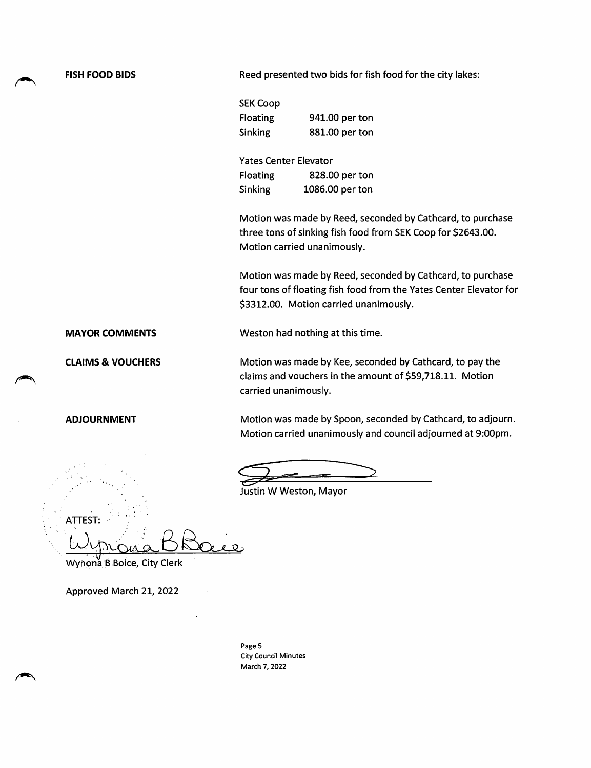**FISH FOOD BIDS**

Reed presented two bids for fish food for the city lakes:

SEK Coop

| | |
|---|---|
| Floating | 941.00 per ton |
| Sinking | 881.00 per ton |

Yates Center Elevator

| | |
|---|---|
| Floating | 828.00 per ton |
| Sinking | 1086.00 per ton |

Motion was made by Reed, seconded by Cathcard, to purchase three tons of sinking fish food from SEK Coop for $2643.00. Motion carried unanimously.

Motion was made by Reed, seconded by Cathcard, to purchase four tons of floating fish food from the Yates Center Elevator for $3312.00. Motion carried unanimously.

**MAYOR COMMENTS**

Weston had nothing at this time.

**CLAIMS & VOUCHERS**

Motion was made by Kee, seconded by Cathcard, to pay the claims and vouchers in the amount of $59,718.11. Motion carried unanimously.

**ADJOURNMENT**

Motion was made by Spoon, seconded by Cathcard, to adjourn. Motion carried unanimously and council adjourned at 9:00pm.

Justin W Weston, Mayor

ATTEST:

Wynona B Boice, City Clerk

Approved March 21, 2022